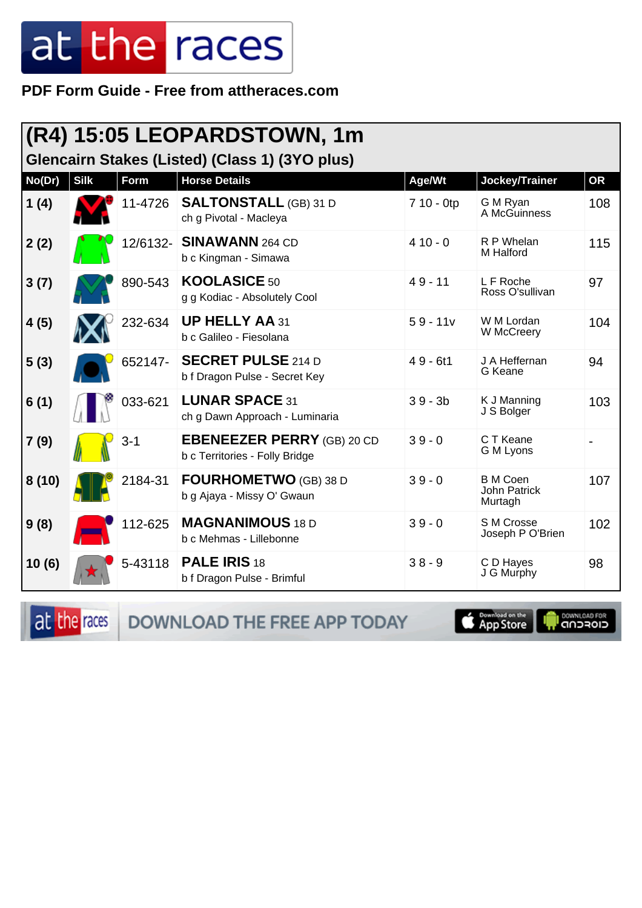**PDF Form Guide - Free from attheraces.com**

# (R4) 15:05 LEOPARDSTOWN, 1m

## Glencairn Stakes (Listed) (Class 1) (3YO plus)

| No(Dr) | Silk | Form | Horse Details | Age/Wt | Jockey/Trainer | OR |
|---|---|---|---|---|---|---|
| 1 (4) | | 11-4726 | **SALTONSTALL** (GB) 31 D<br>ch g Pivotal - Macleya | 7 10 - 0tp | G M Ryan<br>A McGuinness | 108 |
| 2 (2) | | 12/6132- | **SINAWANN** 264 CD<br>b c Kingman - Simawa | 4 10 - 0 | R P Whelan<br>M Halford | 115 |
| 3 (7) | | 890-543 | **KOOLASICE** 50<br>g g Kodiac - Absolutely Cool | 4 9 - 11 | L F Roche<br>Ross O'sullivan | 97 |
| 4 (5) | | 232-634 | **UP HELLY AA** 31<br>b c Galileo - Fiesolana | 5 9 - 11v | W M Lordan<br>W McCreery | 104 |
| 5 (3) | | 652147- | **SECRET PULSE** 214 D<br>b f Dragon Pulse - Secret Key | 4 9 - 6t1 | J A Heffernan<br>G Keane | 94 |
| 6 (1) | | 033-621 | **LUNAR SPACE** 31<br>ch g Dawn Approach - Luminaria | 3 9 - 3b | K J Manning<br>J S Bolger | 103 |
| 7 (9) | | 3-1 | **EBENEEZER PERRY** (GB) 20 CD<br>b c Territories - Folly Bridge | 3 9 - 0 | C T Keane<br>G M Lyons | - |
| 8 (10) | | 2184-31 | **FOURHOMETWO** (GB) 38 D<br>b g Ajaya - Missy O' Gwaun | 3 9 - 0 | B M Coen<br>John Patrick Murtagh | 107 |
| 9 (8) | | 112-625 | **MAGNANIMOUS** 18 D<br>b c Mehmas - Lillebonne | 3 9 - 0 | S M Crosse<br>Joseph P O'Brien | 102 |
| 10 (6) | | 5-43118 | **PALE IRIS** 18<br>b f Dragon Pulse - Brimful | 3 8 - 9 | C D Hayes<br>J G Murphy | 98 |

DOWNLOAD THE FREE APP TODAY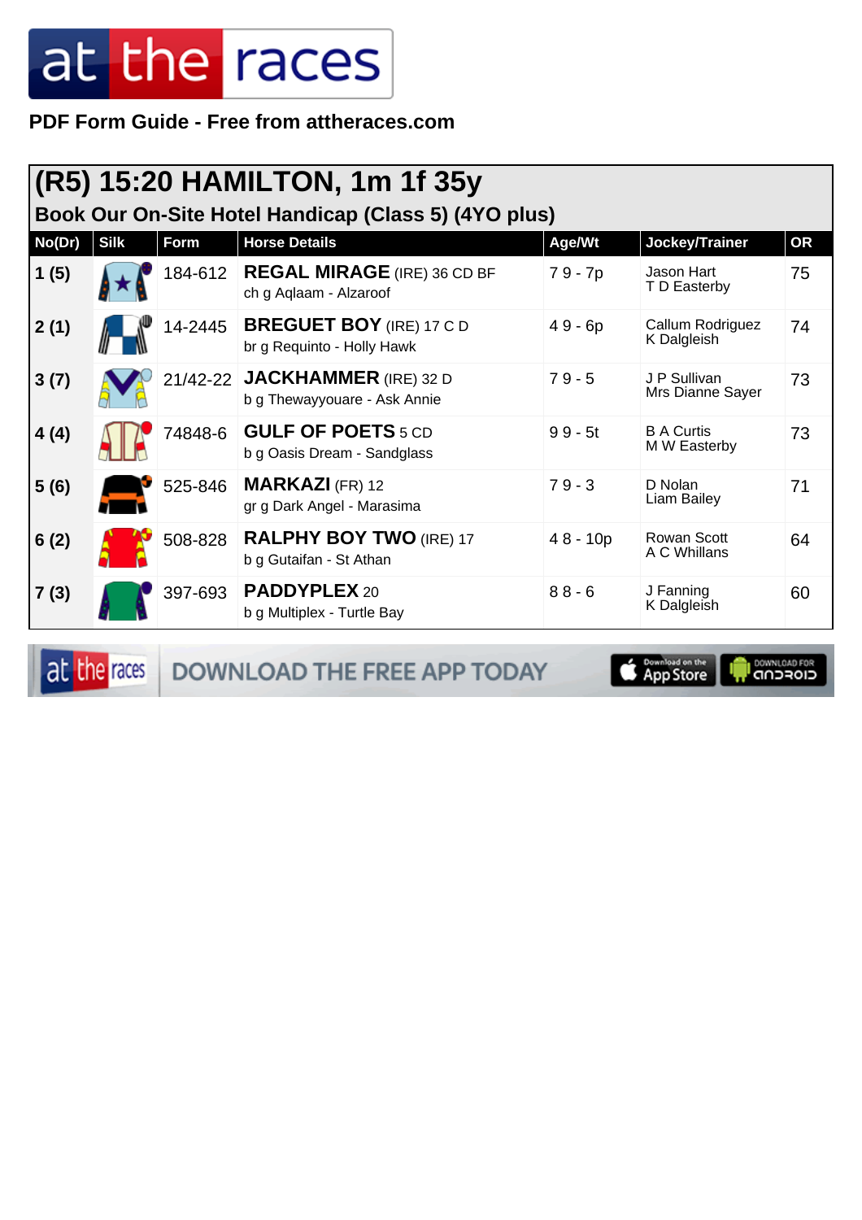PDF Form Guide - Free from attheraces.com

# (R5) 15:20 HAMILTON, 1m 1f 35y

## Book Our On-Site Hotel Handicap (Class 5) (4YO plus)

| No(Dr) | Silk | Form | Horse Details | Age/Wt | Jockey/Trainer | OR |
|---|---|---|---|---|---|---|
| 1 (5) | | 184-612 | **REGAL MIRAGE** (IRE) 36 CD BF<br>ch g Aqlaam - Alzaroof | 7 9 - 7p | Jason Hart<br>T D Easterby | 75 |
| 2 (1) | | 14-2445 | **BREGUET BOY** (IRE) 17 C D<br>br g Requinto - Holly Hawk | 4 9 - 6p | Callum Rodriguez<br>K Dalgleish | 74 |
| 3 (7) | | 21/42-22 | **JACKHAMMER** (IRE) 32 D<br>b g Thewayyouare - Ask Annie | 7 9 - 5 | J P Sullivan<br>Mrs Dianne Sayer | 73 |
| 4 (4) | | 74848-6 | **GULF OF POETS** 5 CD<br>b g Oasis Dream - Sandglass | 9 9 - 5t | B A Curtis<br>M W Easterby | 73 |
| 5 (6) | | 525-846 | **MARKAZI** (FR) 12<br>gr g Dark Angel - Marasima | 7 9 - 3 | D Nolan<br>Liam Bailey | 71 |
| 6 (2) | | 508-828 | **RALPHY BOY TWO** (IRE) 17<br>b g Gutaifan - St Athan | 4 8 - 10p | Rowan Scott<br>A C Whillans | 64 |
| 7 (3) | | 397-693 | **PADDYPLEX** 20<br>b g Multiplex - Turtle Bay | 8 8 - 6 | J Fanning<br>K Dalgleish | 60 |

DOWNLOAD THE FREE APP TODAY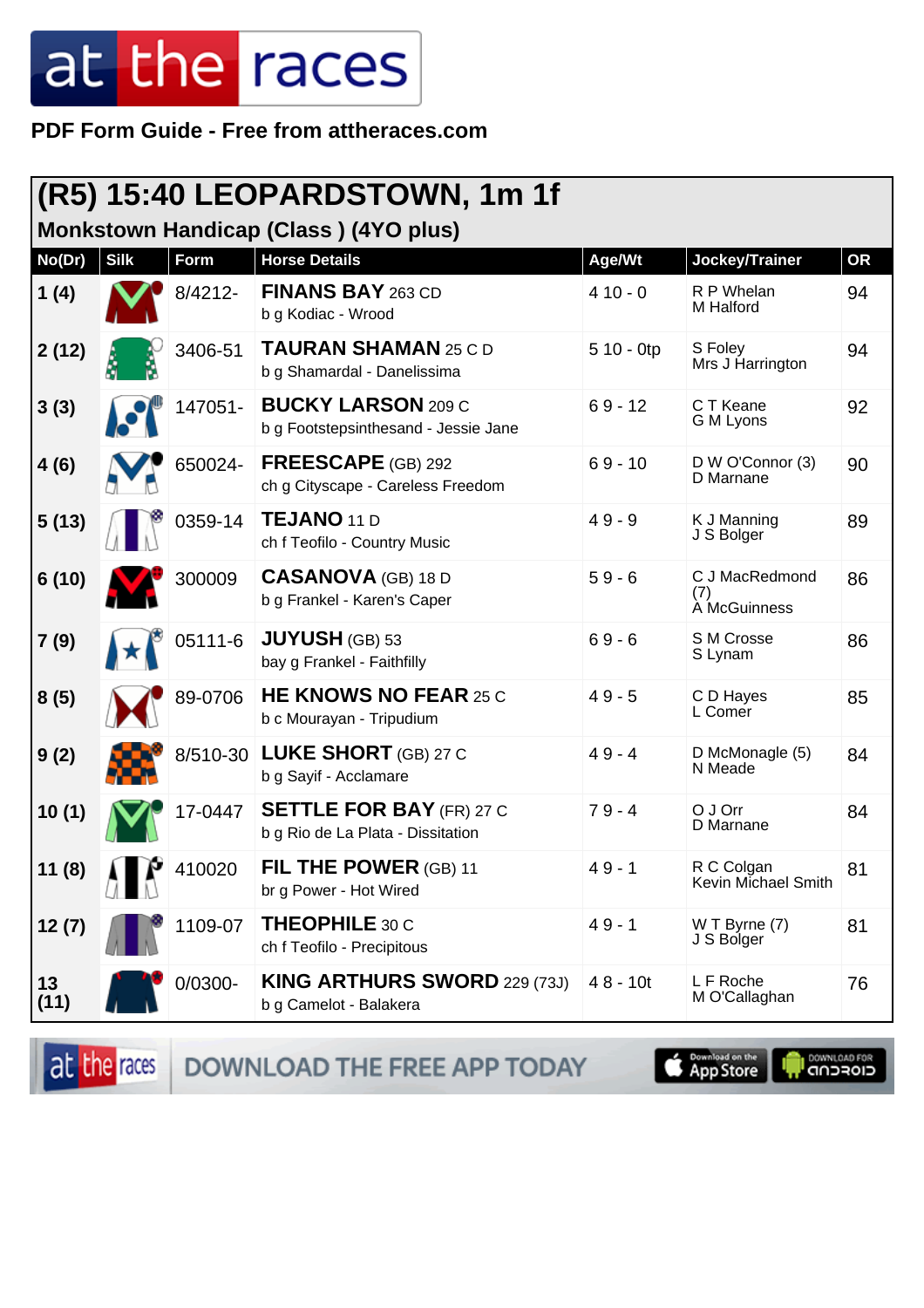PDF Form Guide - Free from attheraces.com

# (R5) 15:40 LEOPARDSTOWN, 1m 1f

## Monkstown Handicap (Class ) (4YO plus)

| No(Dr) | Silk | Form | Horse Details | Age/Wt | Jockey/Trainer | OR |
|---|---|---|---|---|---|---|
| 1 (4) | | 8/4212- | **FINANS BAY** 263 CD<br>b g Kodiac - Wrood | 4 10 - 0 | R P Whelan<br>M Halford | 94 |
| 2 (12) | | 3406-51 | **TAURAN SHAMAN** 25 C D<br>b g Shamardal - Danelissima | 5 10 - 0tp | S Foley<br>Mrs J Harrington | 94 |
| 3 (3) | | 147051- | **BUCKY LARSON** 209 C<br>b g Footstepsinthesand - Jessie Jane | 6 9 - 12 | C T Keane<br>G M Lyons | 92 |
| 4 (6) | | 650024- | **FREESCAPE** (GB) 292<br>ch g Cityscape - Careless Freedom | 6 9 - 10 | D W O'Connor (3)<br>D Marnane | 90 |
| 5 (13) | | 0359-14 | **TEJANO** 11 D<br>ch f Teofilo - Country Music | 4 9 - 9 | K J Manning<br>J S Bolger | 89 |
| 6 (10) | | 300009 | **CASANOVA** (GB) 18 D<br>b g Frankel - Karen's Caper | 5 9 - 6 | C J MacRedmond (7)<br>A McGuinness | 86 |
| 7 (9) | | 05111-6 | **JUYUSH** (GB) 53<br>bay g Frankel - Faithfilly | 6 9 - 6 | S M Crosse<br>S Lynam | 86 |
| 8 (5) | | 89-0706 | **HE KNOWS NO FEAR** 25 C<br>b c Mourayan - Tripudium | 4 9 - 5 | C D Hayes<br>L Comer | 85 |
| 9 (2) | | 8/510-30 | **LUKE SHORT** (GB) 27 C<br>b g Sayif - Acclamare | 4 9 - 4 | D McMonagle (5)<br>N Meade | 84 |
| 10 (1) | | 17-0447 | **SETTLE FOR BAY** (FR) 27 C<br>b g Rio de La Plata - Dissitation | 7 9 - 4 | O J Orr<br>D Marnane | 84 |
| 11 (8) | | 410020 | **FIL THE POWER** (GB) 11<br>br g Power - Hot Wired | 4 9 - 1 | R C Colgan<br>Kevin Michael Smith | 81 |
| 12 (7) | | 1109-07 | **THEOPHILE** 30 C<br>ch f Teofilo - Precipitous | 4 9 - 1 | W T Byrne (7)<br>J S Bolger | 81 |
| 13 (11) | | 0/0300- | **KING ARTHURS SWORD** 229 (73J)<br>b g Camelot - Balakera | 4 8 - 10t | L F Roche<br>M O'Callaghan | 76 |

DOWNLOAD THE FREE APP TODAY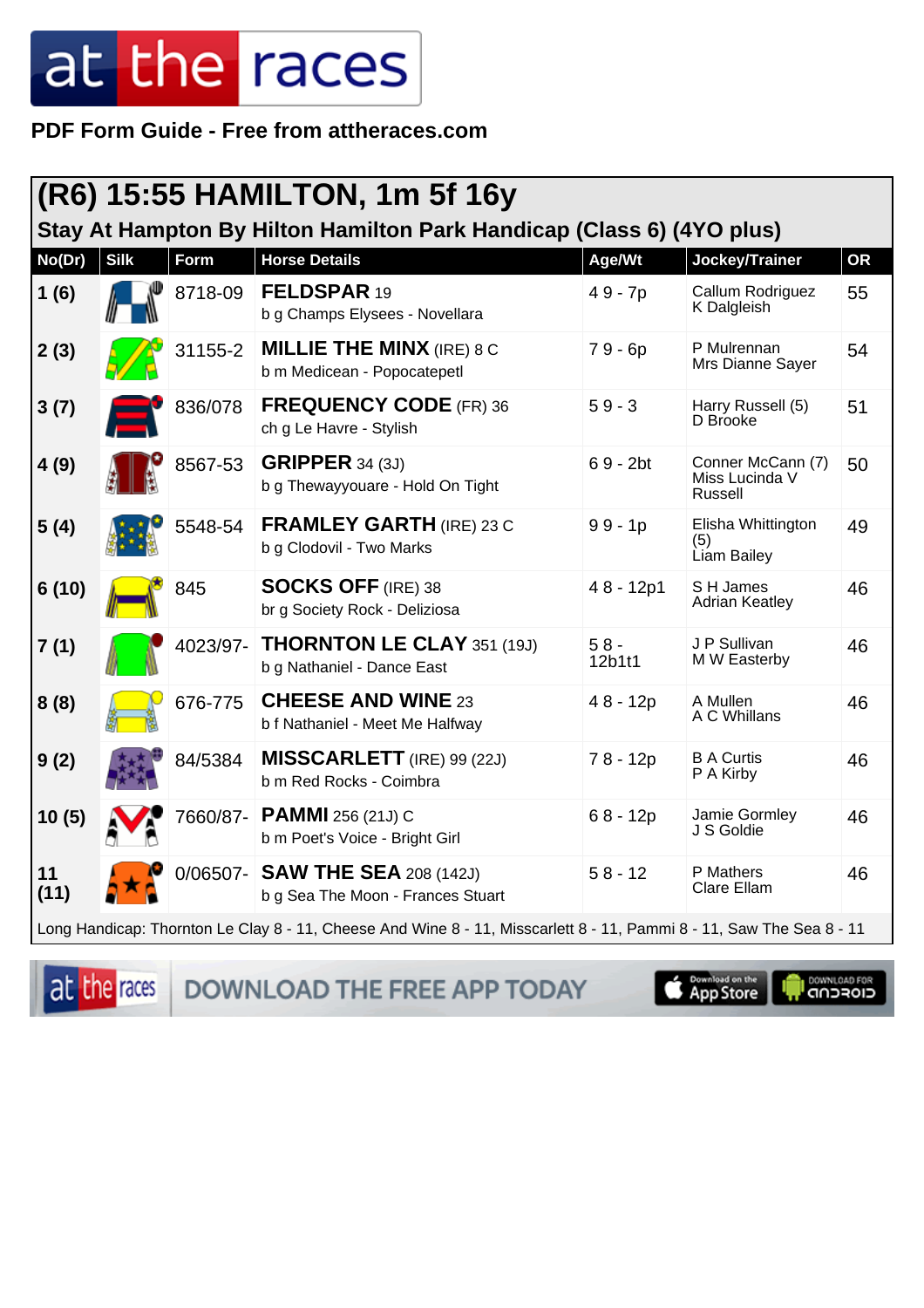PDF Form Guide - Free from attheraces.com

## (R6) 15:55 HAMILTON, 1m 5f 16y

### Stay At Hampton By Hilton Hamilton Park Handicap (Class 6) (4YO plus)

| No(Dr) | Silk | Form | Horse Details | Age/Wt | Jockey/Trainer | OR |
|---|---|---|---|---|---|---|
| 1 (6) | | 8718-09 | **FELDSPAR** 19<br>b g Champs Elysees - Novellara | 4 9 - 7p | Callum Rodriguez<br>K Dalgleish | 55 |
| 2 (3) | | 31155-2 | **MILLIE THE MINX** (IRE) 8 C<br>b m Medicean - Popocatepetl | 7 9 - 6p | P Mulrennan<br>Mrs Dianne Sayer | 54 |
| 3 (7) | | 836/078 | **FREQUENCY CODE** (FR) 36<br>ch g Le Havre - Stylish | 5 9 - 3 | Harry Russell (5)<br>D Brooke | 51 |
| 4 (9) | | 8567-53 | **GRIPPER** 34 (3J)<br>b g Thewayyouare - Hold On Tight | 6 9 - 2bt | Conner McCann (7)<br>Miss Lucinda V Russell | 50 |
| 5 (4) | | 5548-54 | **FRAMLEY GARTH** (IRE) 23 C<br>b g Clodovil - Two Marks | 9 9 - 1p | Elisha Whittington (5)<br>Liam Bailey | 49 |
| 6 (10) | | 845 | **SOCKS OFF** (IRE) 38<br>br g Society Rock - Deliziosa | 4 8 - 12p1 | S H James<br>Adrian Keatley | 46 |
| 7 (1) | | 4023/97- | **THORNTON LE CLAY** 351 (19J)<br>b g Nathaniel - Dance East | 5 8 - 12b1t1 | J P Sullivan<br>M W Easterby | 46 |
| 8 (8) | | 676-775 | **CHEESE AND WINE** 23<br>b f Nathaniel - Meet Me Halfway | 4 8 - 12p | A Mullen<br>A C Whillans | 46 |
| 9 (2) | | 84/5384 | **MISSCARLETT** (IRE) 99 (22J)<br>b m Red Rocks - Coimbra | 7 8 - 12p | B A Curtis<br>P A Kirby | 46 |
| 10 (5) | | 7660/87- | **PAMMI** 256 (21J) C<br>b m Poet's Voice - Bright Girl | 6 8 - 12p | Jamie Gormley<br>J S Goldie | 46 |
| 11 (11) | | 0/06507- | **SAW THE SEA** 208 (142J)<br>b g Sea The Moon - Frances Stuart | 5 8 - 12 | P Mathers<br>Clare Ellam | 46 |

Long Handicap: Thornton Le Clay 8 - 11, Cheese And Wine 8 - 11, Misscarlett 8 - 11, Pammi 8 - 11, Saw The Sea 8 - 11

DOWNLOAD THE FREE APP TODAY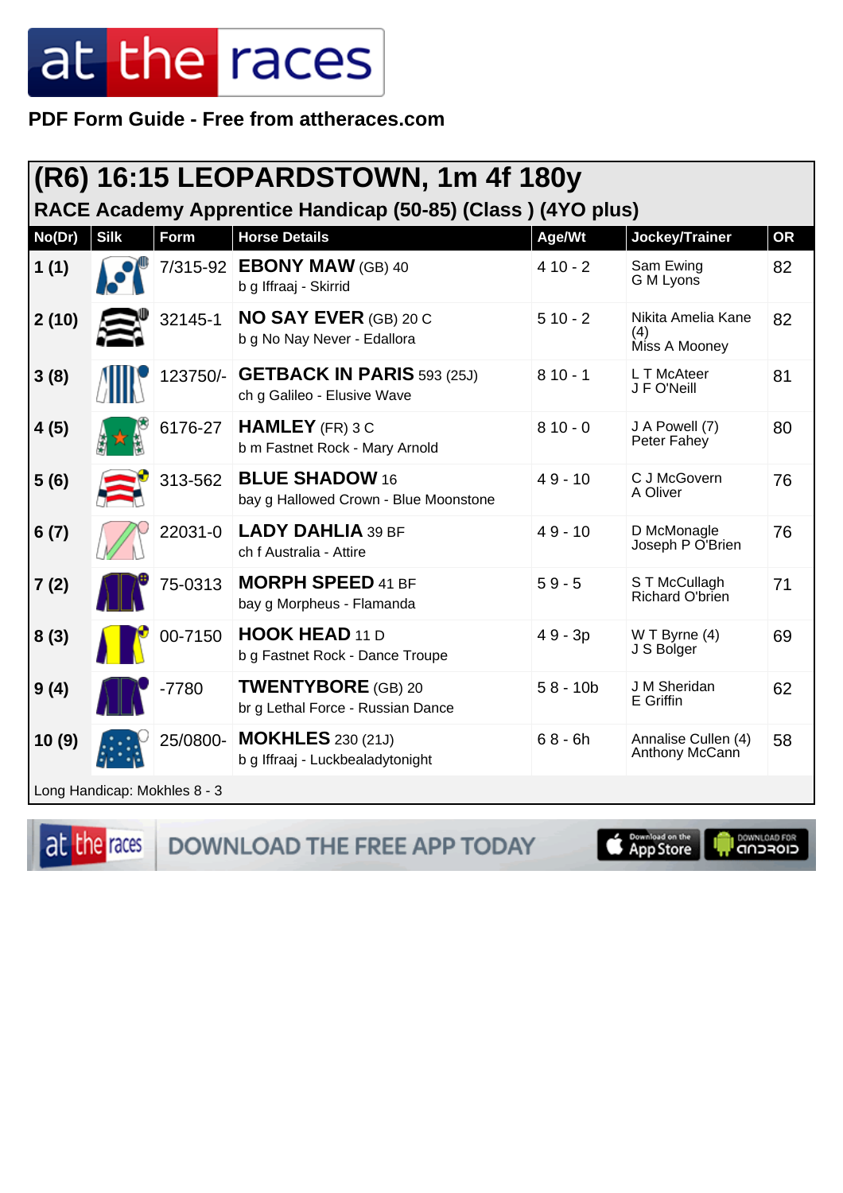PDF Form Guide - Free from attheraces.com

## (R6) 16:15 LEOPARDSTOWN, 1m 4f 180y

### RACE Academy Apprentice Handicap (50-85) (Class ) (4YO plus)

| No(Dr) | Silk | Form | Horse Details | Age/Wt | Jockey/Trainer | OR |
|---|---|---|---|---|---|---|
| 1 (1) | | 7/315-92 | **EBONY MAW** (GB) 40<br>b g Iffraaj - Skirrid | 4 10 - 2 | Sam Ewing<br>G M Lyons | 82 |
| 2 (10) | | 32145-1 | **NO SAY EVER** (GB) 20 C<br>b g No Nay Never - Edallora | 5 10 - 2 | Nikita Amelia Kane (4)<br>Miss A Mooney | 82 |
| 3 (8) | | 123750/- | **GETBACK IN PARIS** 593 (25J)<br>ch g Galileo - Elusive Wave | 8 10 - 1 | L T McAteer<br>J F O'Neill | 81 |
| 4 (5) | | 6176-27 | **HAMLEY** (FR) 3 C<br>b m Fastnet Rock - Mary Arnold | 8 10 - 0 | J A Powell (7)<br>Peter Fahey | 80 |
| 5 (6) | | 313-562 | **BLUE SHADOW** 16<br>bay g Hallowed Crown - Blue Moonstone | 4 9 - 10 | C J McGovern<br>A Oliver | 76 |
| 6 (7) | | 22031-0 | **LADY DAHLIA** 39 BF<br>ch f Australia - Attire | 4 9 - 10 | D McMonagle<br>Joseph P O'Brien | 76 |
| 7 (2) | | 75-0313 | **MORPH SPEED** 41 BF<br>bay g Morpheus - Flamanda | 5 9 - 5 | S T McCullagh<br>Richard O'brien | 71 |
| 8 (3) | | 00-7150 | **HOOK HEAD** 11 D<br>b g Fastnet Rock - Dance Troupe | 4 9 - 3p | W T Byrne (4)<br>J S Bolger | 69 |
| 9 (4) | | -7780 | **TWENTYBORE** (GB) 20<br>br g Lethal Force - Russian Dance | 5 8 - 10b | J M Sheridan<br>E Griffin | 62 |
| 10 (9) | | 25/0800- | **MOKHLES** 230 (21J)<br>b g Iffraaj - Luckbealadytonight | 6 8 - 6h | Annalise Cullen (4)<br>Anthony McCann | 58 |

Long Handicap: Mokhles 8 - 3

DOWNLOAD THE FREE APP TODAY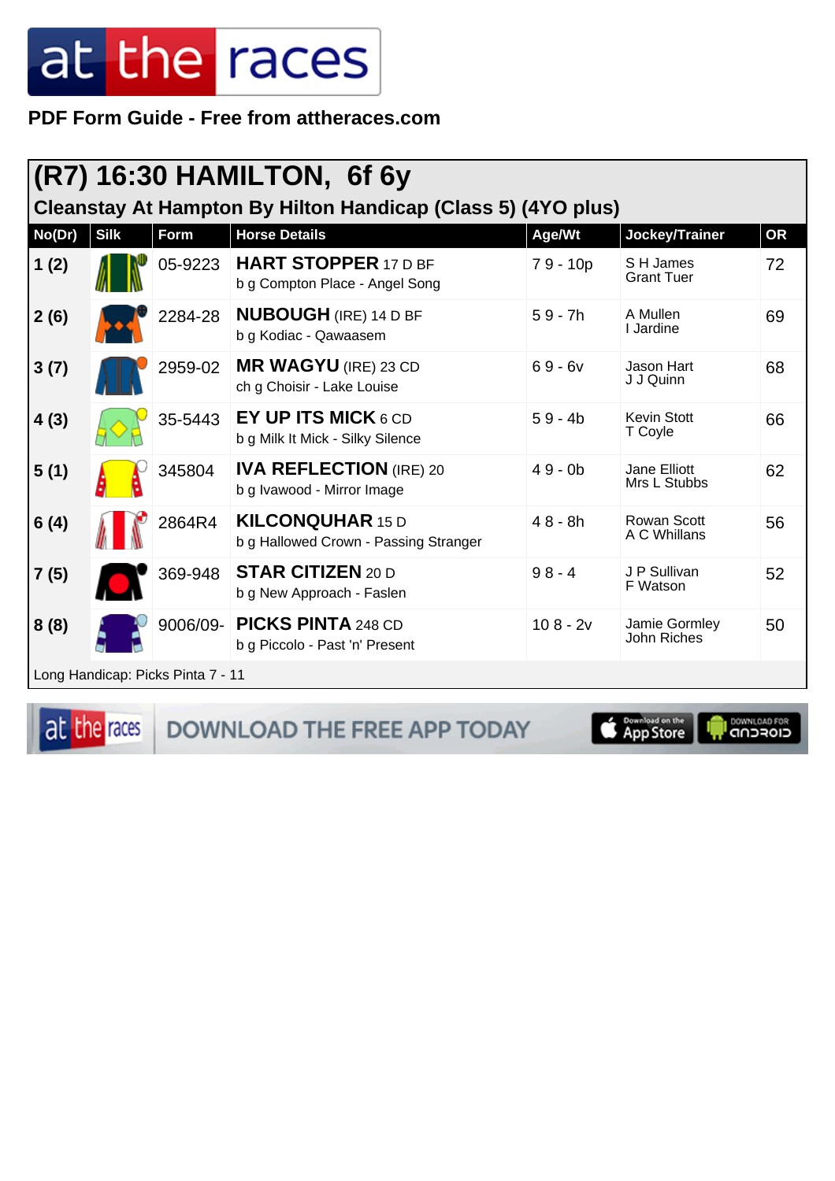PDF Form Guide - Free from attheraces.com

## (R7) 16:30 HAMILTON, 6f 6y

### Cleanstay At Hampton By Hilton Handicap (Class 5) (4YO plus)

| No(Dr) | Silk | Form | Horse Details | Age/Wt | Jockey/Trainer | OR |
|---|---|---|---|---|---|---|
| 1 (2) | | 05-9223 | **HART STOPPER** 17 D BF<br>b g Compton Place - Angel Song | 7 9 - 10p | S H James<br>Grant Tuer | 72 |
| 2 (6) | | 2284-28 | **NUBOUGH** (IRE) 14 D BF<br>b g Kodiac - Qawaasem | 5 9 - 7h | A Mullen<br>I Jardine | 69 |
| 3 (7) | | 2959-02 | **MR WAGYU** (IRE) 23 CD<br>ch g Choisir - Lake Louise | 6 9 - 6v | Jason Hart<br>J J Quinn | 68 |
| 4 (3) | | 35-5443 | **EY UP ITS MICK** 6 CD<br>b g Milk It Mick - Silky Silence | 5 9 - 4b | Kevin Stott<br>T Coyle | 66 |
| 5 (1) | | 345804 | **IVA REFLECTION** (IRE) 20<br>b g Ivawood - Mirror Image | 4 9 - 0b | Jane Elliott<br>Mrs L Stubbs | 62 |
| 6 (4) | | 2864R4 | **KILCONQUHAR** 15 D<br>b g Hallowed Crown - Passing Stranger | 4 8 - 8h | Rowan Scott<br>A C Whillans | 56 |
| 7 (5) | | 369-948 | **STAR CITIZEN** 20 D<br>b g New Approach - Faslen | 9 8 - 4 | J P Sullivan<br>F Watson | 52 |
| 8 (8) | | 9006/09- | **PICKS PINTA** 248 CD<br>b g Piccolo - Past 'n' Present | 10 8 - 2v | Jamie Gormley<br>John Riches | 50 |

Long Handicap: Picks Pinta 7 - 11

DOWNLOAD THE FREE APP TODAY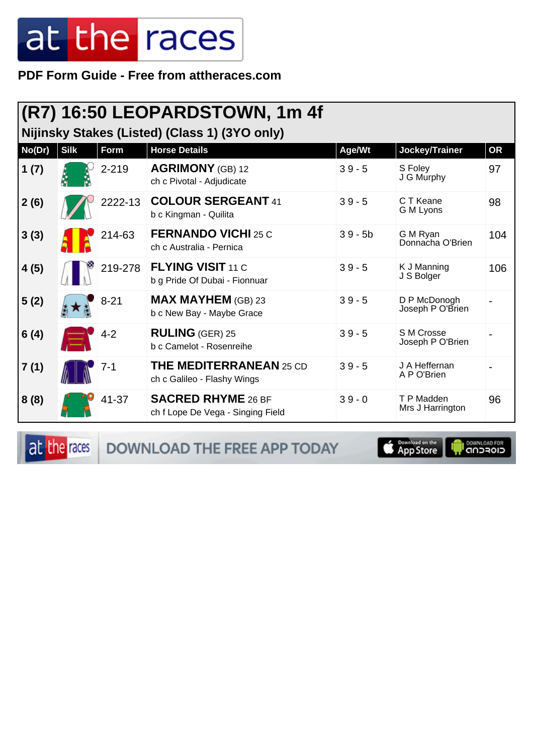PDF Form Guide - Free from attheraces.com

## (R7) 16:50 LEOPARDSTOWN, 1m 4f

### Nijinsky Stakes (Listed) (Class 1) (3YO only)

| No(Dr) | Silk | Form | Horse Details | Age/Wt | Jockey/Trainer | OR |
|---|---|---|---|---|---|---|
| 1 (7) | | 2-219 | **AGRIMONY** (GB) 12<br>ch c Pivotal - Adjudicate | 3 9 - 5 | S Foley<br>J G Murphy | 97 |
| 2 (6) | | 2222-13 | **COLOUR SERGEANT** 41<br>b c Kingman - Quilita | 3 9 - 5 | C T Keane<br>G M Lyons | 98 |
| 3 (3) | | 214-63 | **FERNANDO VICHI** 25 C<br>ch c Australia - Pernica | 3 9 - 5b | G M Ryan<br>Donnacha O'Brien | 104 |
| 4 (5) | | 219-278 | **FLYING VISIT** 11 C<br>b g Pride Of Dubai - Fionnuar | 3 9 - 5 | K J Manning<br>J S Bolger | 106 |
| 5 (2) | | 8-21 | **MAX MAYHEM** (GB) 23<br>b c New Bay - Maybe Grace | 3 9 - 5 | D P McDonogh<br>Joseph P O'Brien | - |
| 6 (4) | | 4-2 | **RULING** (GER) 25<br>b c Camelot - Rosenreihe | 3 9 - 5 | S M Crosse<br>Joseph P O'Brien | - |
| 7 (1) | | 7-1 | **THE MEDITERRANEAN** 25 CD<br>ch c Galileo - Flashy Wings | 3 9 - 5 | J A Heffernan<br>A P O'Brien | - |
| 8 (8) | | 41-37 | **SACRED RHYME** 26 BF<br>ch f Lope De Vega - Singing Field | 3 9 - 0 | T P Madden<br>Mrs J Harrington | 96 |

DOWNLOAD THE FREE APP TODAY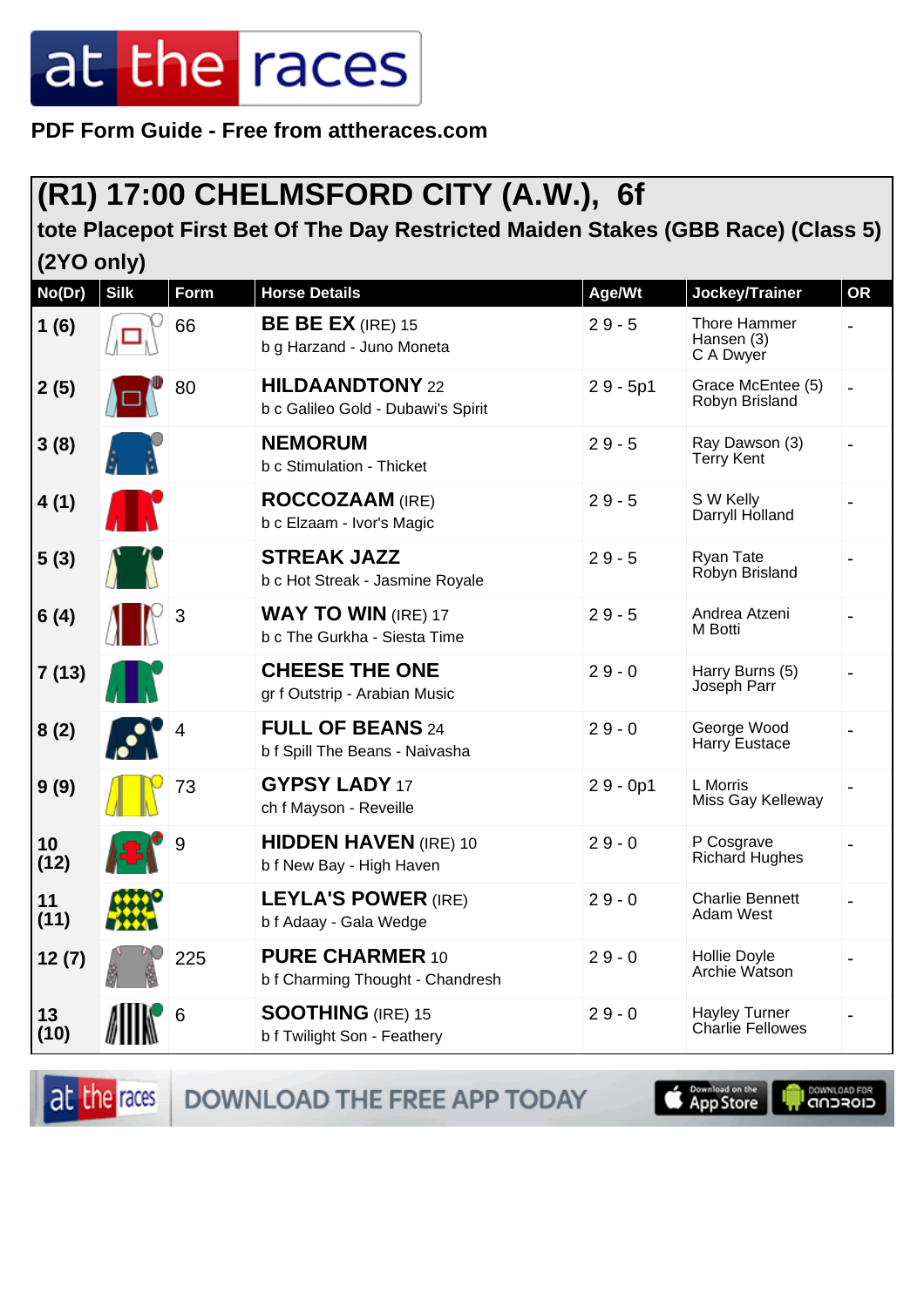PDF Form Guide - Free from attheraces.com

## (R1) 17:00 CHELMSFORD CITY (A.W.), 6f

### tote Placepot First Bet Of The Day Restricted Maiden Stakes (GBB Race) (Class 5) (2YO only)

| No(Dr) | Silk | Form | Horse Details | Age/Wt | Jockey/Trainer | OR |
|---|---|---|---|---|---|---|
| 1 (6) | | 66 | **BE BE EX** (IRE) 15<br>b g Harzand - Juno Moneta | 2 9 - 5 | Thore Hammer Hansen (3)<br>C A Dwyer | - |
| 2 (5) | | 80 | **HILDAANDTONY** 22<br>b c Galileo Gold - Dubawi's Spirit | 2 9 - 5p1 | Grace McEntee (5)<br>Robyn Brisland | - |
| 3 (8) | | | **NEMORUM**<br>b c Stimulation - Thicket | 2 9 - 5 | Ray Dawson (3)<br>Terry Kent | - |
| 4 (1) | | | **ROCCOZAAM** (IRE)<br>b c Elzaam - Ivor's Magic | 2 9 - 5 | S W Kelly<br>Darryll Holland | - |
| 5 (3) | | | **STREAK JAZZ**<br>b c Hot Streak - Jasmine Royale | 2 9 - 5 | Ryan Tate<br>Robyn Brisland | - |
| 6 (4) | | 3 | **WAY TO WIN** (IRE) 17<br>b c The Gurkha - Siesta Time | 2 9 - 5 | Andrea Atzeni<br>M Botti | - |
| 7 (13) | | | **CHEESE THE ONE**<br>gr f Outstrip - Arabian Music | 2 9 - 0 | Harry Burns (5)<br>Joseph Parr | - |
| 8 (2) | | 4 | **FULL OF BEANS** 24<br>b f Spill The Beans - Naivasha | 2 9 - 0 | George Wood<br>Harry Eustace | - |
| 9 (9) | | 73 | **GYPSY LADY** 17<br>ch f Mayson - Reveille | 2 9 - 0p1 | L Morris<br>Miss Gay Kelleway | - |
| 10 (12) | | 9 | **HIDDEN HAVEN** (IRE) 10<br>b f New Bay - High Haven | 2 9 - 0 | P Cosgrave<br>Richard Hughes | - |
| 11 (11) | | | **LEYLA'S POWER** (IRE)<br>b f Adaay - Gala Wedge | 2 9 - 0 | Charlie Bennett<br>Adam West | - |
| 12 (7) | | 225 | **PURE CHARMER** 10<br>b f Charming Thought - Chandresh | 2 9 - 0 | Hollie Doyle<br>Archie Watson | - |
| 13 (10) | | 6 | **SOOTHING** (IRE) 15<br>b f Twilight Son - Feathery | 2 9 - 0 | Hayley Turner<br>Charlie Fellowes | - |

DOWNLOAD THE FREE APP TODAY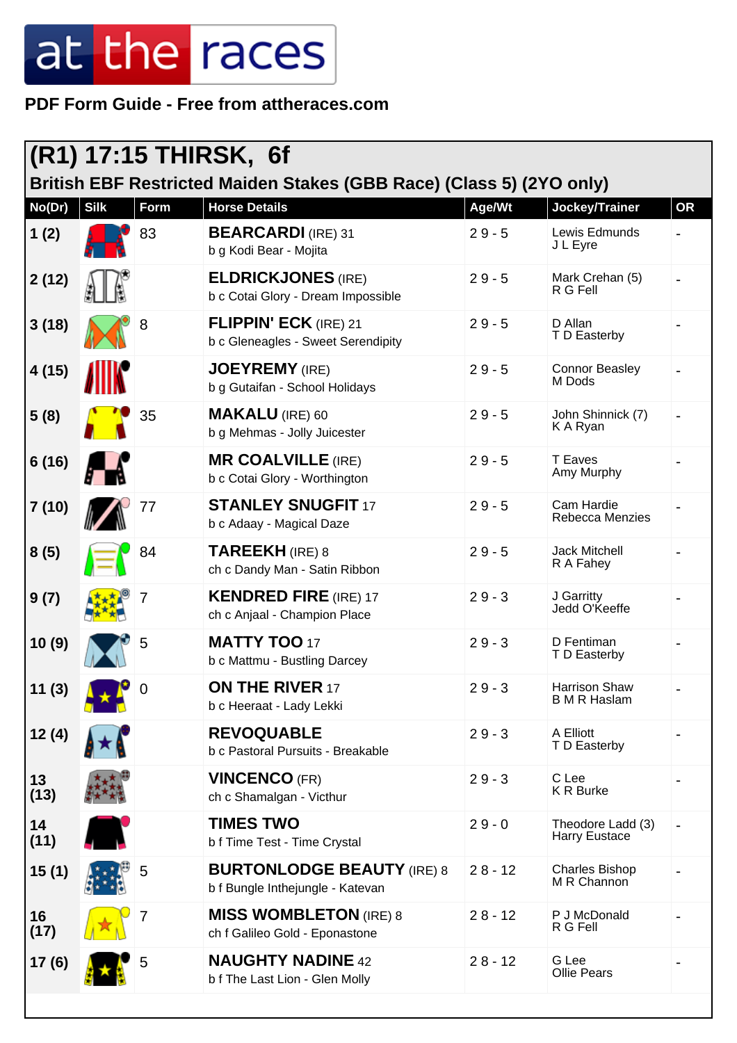**PDF Form Guide - Free from attheraces.com**

# (R1) 17:15 THIRSK, 6f

## British EBF Restricted Maiden Stakes (GBB Race) (Class 5) (2YO only)

| No(Dr) | Silk | Form | Horse Details | Age/Wt | Jockey/Trainer | OR |
|---|---|---|---|---|---|---|
| 1 (2) | | 83 | **BEARCARDI** (IRE) 31<br>b g Kodi Bear - Mojita | 2 9 - 5 | Lewis Edmunds<br>J L Eyre | - |
| 2 (12) | | | **ELDRICKJONES** (IRE)<br>b c Cotai Glory - Dream Impossible | 2 9 - 5 | Mark Crehan (5)<br>R G Fell | - |
| 3 (18) | | 8 | **FLIPPIN' ECK** (IRE) 21<br>b c Gleneagles - Sweet Serendipity | 2 9 - 5 | D Allan<br>T D Easterby | - |
| 4 (15) | | | **JOEYREMY** (IRE)<br>b g Gutaifan - School Holidays | 2 9 - 5 | Connor Beasley<br>M Dods | - |
| 5 (8) | | 35 | **MAKALU** (IRE) 60<br>b g Mehmas - Jolly Juicester | 2 9 - 5 | John Shinnick (7)<br>K A Ryan | - |
| 6 (16) | | | **MR COALVILLE** (IRE)<br>b c Cotai Glory - Worthington | 2 9 - 5 | T Eaves<br>Amy Murphy | - |
| 7 (10) | | 77 | **STANLEY SNUGFIT** 17<br>b c Adaay - Magical Daze | 2 9 - 5 | Cam Hardie<br>Rebecca Menzies | - |
| 8 (5) | | 84 | **TAREEKH** (IRE) 8<br>ch c Dandy Man - Satin Ribbon | 2 9 - 5 | Jack Mitchell<br>R A Fahey | - |
| 9 (7) | | 7 | **KENDRED FIRE** (IRE) 17<br>ch c Anjaal - Champion Place | 2 9 - 3 | J Garritty<br>Jedd O'Keeffe | - |
| 10 (9) | | 5 | **MATTY TOO** 17<br>b c Mattmu - Bustling Darcey | 2 9 - 3 | D Fentiman<br>T D Easterby | - |
| 11 (3) | | 0 | **ON THE RIVER** 17<br>b c Heeraat - Lady Lekki | 2 9 - 3 | Harrison Shaw<br>B M R Haslam | - |
| 12 (4) | | | **REVOQUABLE**<br>b c Pastoral Pursuits - Breakable | 2 9 - 3 | A Elliott<br>T D Easterby | - |
| 13 (13) | | | **VINCENCO** (FR)<br>ch c Shamalgan - Victhur | 2 9 - 3 | C Lee<br>K R Burke | - |
| 14 (11) | | | **TIMES TWO**<br>b f Time Test - Time Crystal | 2 9 - 0 | Theodore Ladd (3)<br>Harry Eustace | - |
| 15 (1) | | 5 | **BURTONLODGE BEAUTY** (IRE) 8<br>b f Bungle Inthejungle - Katevan | 2 8 - 12 | Charles Bishop<br>M R Channon | - |
| 16 (17) | | 7 | **MISS WOMBLETON** (IRE) 8<br>ch f Galileo Gold - Eponastone | 2 8 - 12 | P J McDonald<br>R G Fell | - |
| 17 (6) | | 5 | **NAUGHTY NADINE** 42<br>b f The Last Lion - Glen Molly | 2 8 - 12 | G Lee<br>Ollie Pears | - |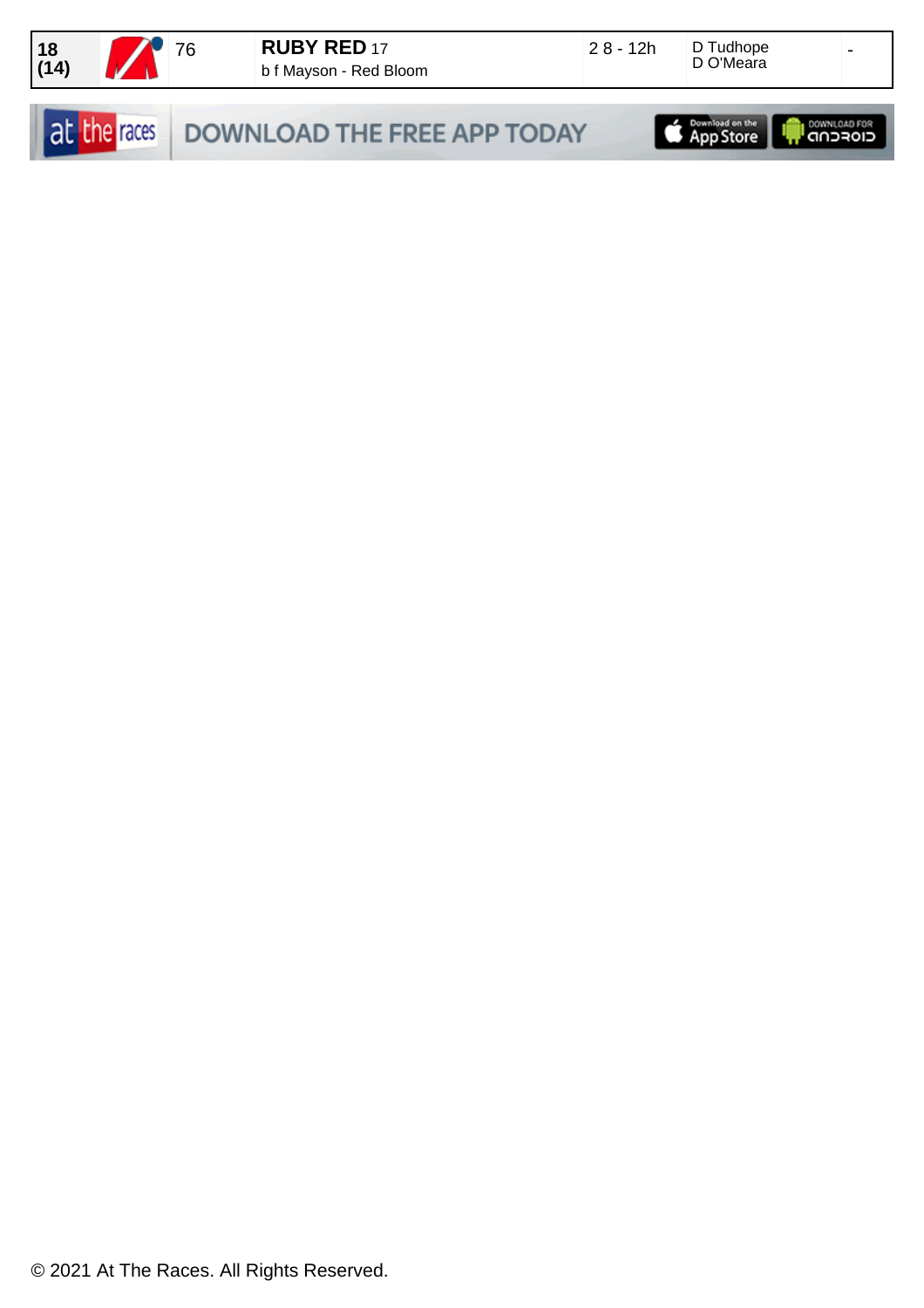| 18 (14) | | 76 | **RUBY RED** 17<br>b f Mayson - Red Bloom | 2 8 - 12h | D Tudhope<br>D O'Meara | - |
|---|---|---|---|---|---|---|

at the races DOWNLOAD THE FREE APP TODAY Download on the App Store DOWNLOAD FOR ANDROID

© 2021 At The Races. All Rights Reserved.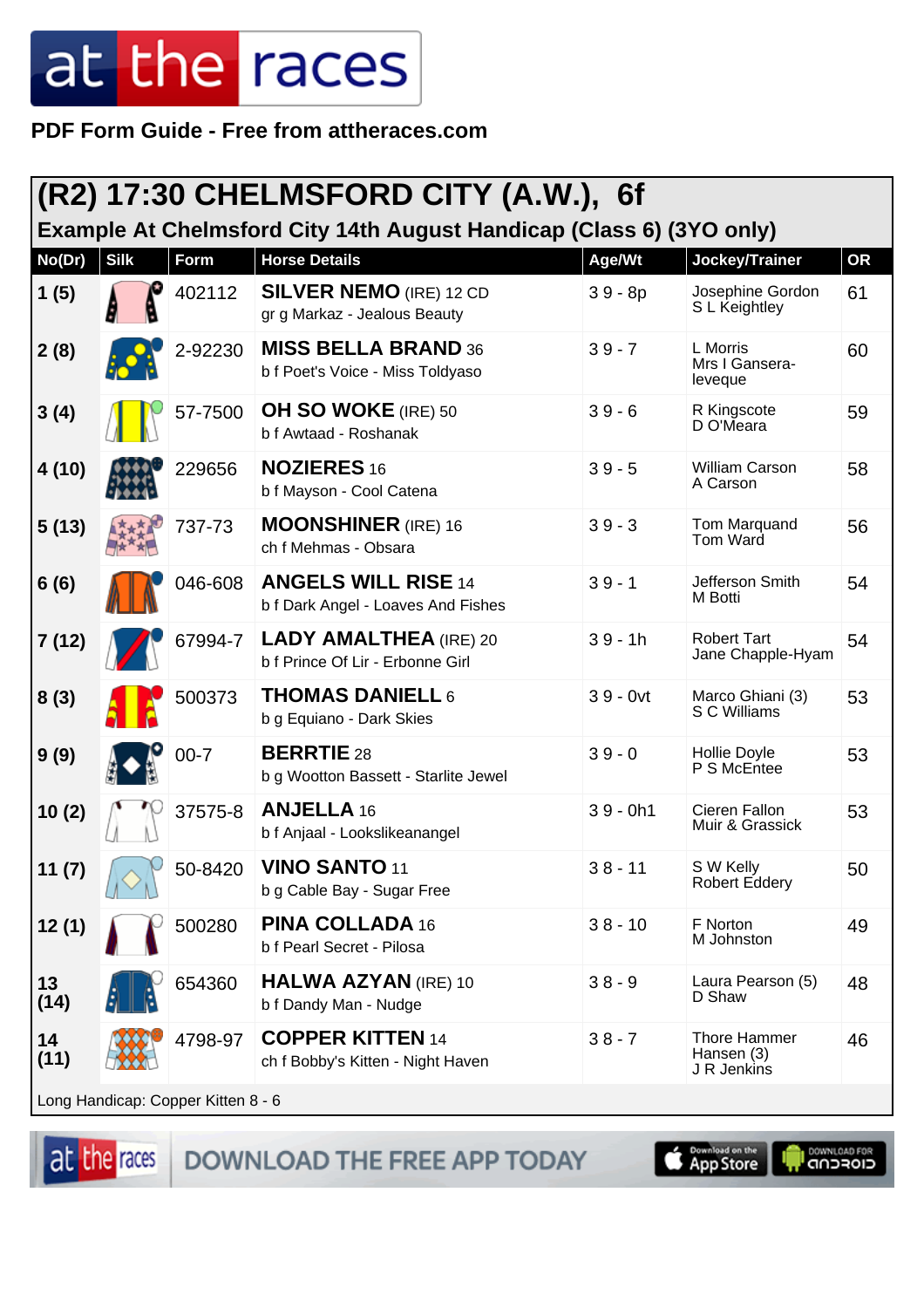# at the races

**PDF Form Guide - Free from attheraces.com**

## (R2) 17:30 CHELMSFORD CITY (A.W.), 6f

### Example At Chelmsford City 14th August Handicap (Class 6) (3YO only)

| No(Dr) | Silk | Form | Horse Details | Age/Wt | Jockey/Trainer | OR |
|---|---|---|---|---|---|---|
| 1 (5) | | 402112 | **SILVER NEMO** (IRE) 12 CD<br>gr g Markaz - Jealous Beauty | 3 9 - 8p | Josephine Gordon<br>S L Keightley | 61 |
| 2 (8) | | 2-92230 | **MISS BELLA BRAND** 36<br>b f Poet's Voice - Miss Toldyaso | 3 9 - 7 | L Morris<br>Mrs I Gansera-leveque | 60 |
| 3 (4) | | 57-7500 | **OH SO WOKE** (IRE) 50<br>b f Awtaad - Roshanak | 3 9 - 6 | R Kingscote<br>D O'Meara | 59 |
| 4 (10) | | 229656 | **NOZIERES** 16<br>b f Mayson - Cool Catena | 3 9 - 5 | William Carson<br>A Carson | 58 |
| 5 (13) | | 737-73 | **MOONSHINER** (IRE) 16<br>ch f Mehmas - Obsara | 3 9 - 3 | Tom Marquand<br>Tom Ward | 56 |
| 6 (6) | | 046-608 | **ANGELS WILL RISE** 14<br>b f Dark Angel - Loaves And Fishes | 3 9 - 1 | Jefferson Smith<br>M Botti | 54 |
| 7 (12) | | 67994-7 | **LADY AMALTHEA** (IRE) 20<br>b f Prince Of Lir - Erbonne Girl | 3 9 - 1h | Robert Tart<br>Jane Chapple-Hyam | 54 |
| 8 (3) | | 500373 | **THOMAS DANIELL** 6<br>b g Equiano - Dark Skies | 3 9 - 0vt | Marco Ghiani (3)<br>S C Williams | 53 |
| 9 (9) | | 00-7 | **BERRTIE** 28<br>b g Wootton Bassett - Starlite Jewel | 3 9 - 0 | Hollie Doyle<br>P S McEntee | 53 |
| 10 (2) | | 37575-8 | **ANJELLA** 16<br>b f Anjaal - Lookslikeanangel | 3 9 - 0h1 | Cieren Fallon<br>Muir & Grassick | 53 |
| 11 (7) | | 50-8420 | **VINO SANTO** 11<br>b g Cable Bay - Sugar Free | 3 8 - 11 | S W Kelly<br>Robert Eddery | 50 |
| 12 (1) | | 500280 | **PINA COLLADA** 16<br>b f Pearl Secret - Pilosa | 3 8 - 10 | F Norton<br>M Johnston | 49 |
| 13 (14) | | 654360 | **HALWA AZYAN** (IRE) 10<br>b f Dandy Man - Nudge | 3 8 - 9 | Laura Pearson (5)<br>D Shaw | 48 |
| 14 (11) | | 4798-97 | **COPPER KITTEN** 14<br>ch f Bobby's Kitten - Night Haven | 3 8 - 7 | Thore Hammer Hansen (3)<br>J R Jenkins | 46 |

Long Handicap: Copper Kitten 8 - 6

at the races DOWNLOAD THE FREE APP TODAY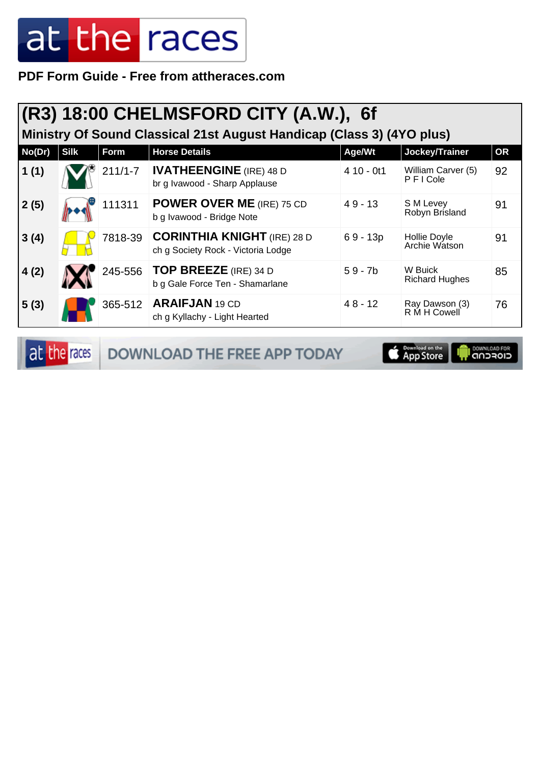PDF Form Guide - Free from attheraces.com

## (R3) 18:00 CHELMSFORD CITY (A.W.), 6f

### Ministry Of Sound Classical 21st August Handicap (Class 3) (4YO plus)

| No(Dr) | Silk | Form | Horse Details | Age/Wt | Jockey/Trainer | OR |
|---|---|---|---|---|---|---|
| 1 (1) | | 211/1-7 | **IVATHEENGINE** (IRE) 48 D<br>br g Ivawood - Sharp Applause | 4 10 - 0t1 | William Carver (5)<br>P F I Cole | 92 |
| 2 (5) | | 111311 | **POWER OVER ME** (IRE) 75 CD<br>b g Ivawood - Bridge Note | 4 9 - 13 | S M Levey<br>Robyn Brisland | 91 |
| 3 (4) | | 7818-39 | **CORINTHIA KNIGHT** (IRE) 28 D<br>ch g Society Rock - Victoria Lodge | 6 9 - 13p | Hollie Doyle<br>Archie Watson | 91 |
| 4 (2) | | 245-556 | **TOP BREEZE** (IRE) 34 D<br>b g Gale Force Ten - Shamarlane | 5 9 - 7b | W Buick<br>Richard Hughes | 85 |
| 5 (3) | | 365-512 | **ARAIFJAN** 19 CD<br>ch g Kyllachy - Light Hearted | 4 8 - 12 | Ray Dawson (3)<br>R M H Cowell | 76 |

DOWNLOAD THE FREE APP TODAY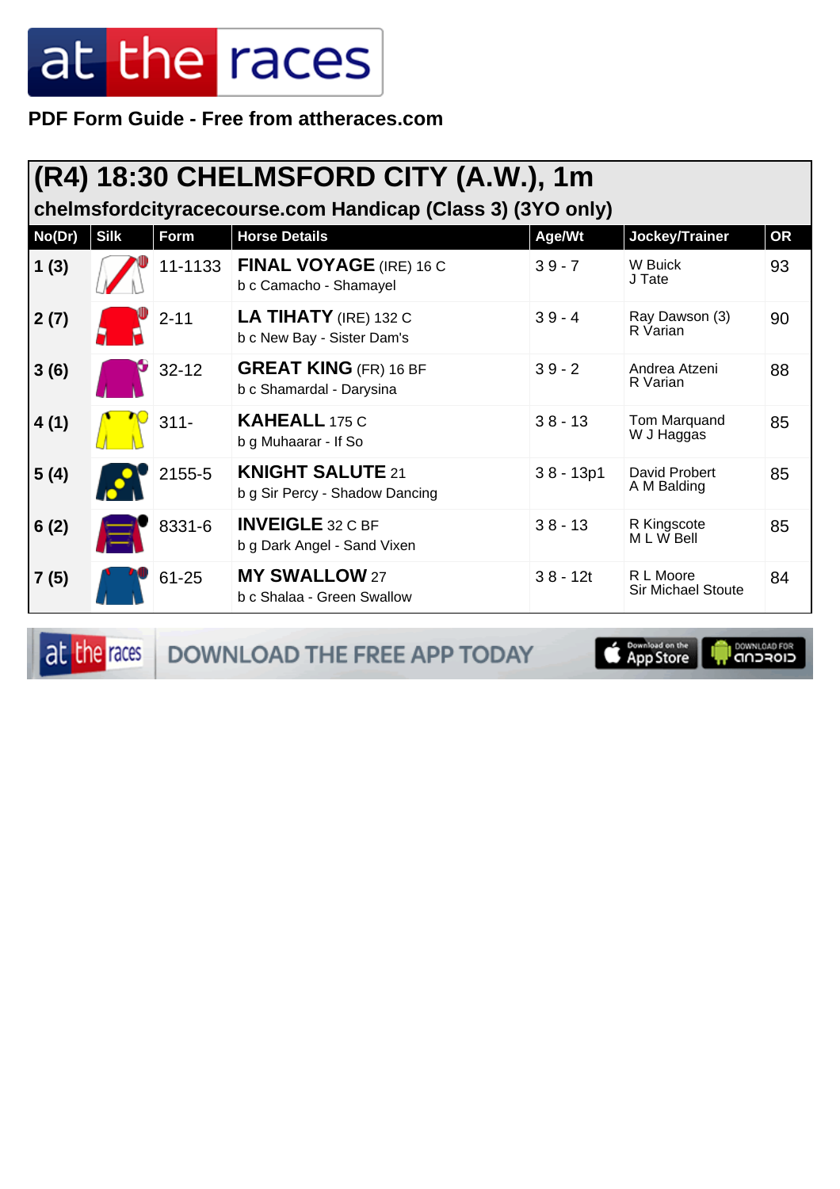at the races

**PDF Form Guide - Free from attheraces.com**

## (R4) 18:30 CHELMSFORD CITY (A.W.), 1m

### chelmsfordcityracecourse.com Handicap (Class 3) (3YO only)

| No(Dr) | Silk | Form | Horse Details | Age/Wt | Jockey/Trainer | OR |
|---|---|---|---|---|---|---|
| 1 (3) | | 11-1133 | **FINAL VOYAGE** (IRE) 16 C<br>b c Camacho - Shamayel | 3 9 - 7 | W Buick<br>J Tate | 93 |
| 2 (7) | | 2-11 | **LA TIHATY** (IRE) 132 C<br>b c New Bay - Sister Dam's | 3 9 - 4 | Ray Dawson (3)<br>R Varian | 90 |
| 3 (6) | | 32-12 | **GREAT KING** (FR) 16 BF<br>b c Shamardal - Darysina | 3 9 - 2 | Andrea Atzeni<br>R Varian | 88 |
| 4 (1) | | 311- | **KAHEALL** 175 C<br>b g Muhaarar - If So | 3 8 - 13 | Tom Marquand<br>W J Haggas | 85 |
| 5 (4) | | 2155-5 | **KNIGHT SALUTE** 21<br>b g Sir Percy - Shadow Dancing | 3 8 - 13p1 | David Probert<br>A M Balding | 85 |
| 6 (2) | | 8331-6 | **INVEIGLE** 32 C BF<br>b g Dark Angel - Sand Vixen | 3 8 - 13 | R Kingscote<br>M L W Bell | 85 |
| 7 (5) | | 61-25 | **MY SWALLOW** 27<br>b c Shalaa - Green Swallow | 3 8 - 12t | R L Moore<br>Sir Michael Stoute | 84 |

at the races DOWNLOAD THE FREE APP TODAY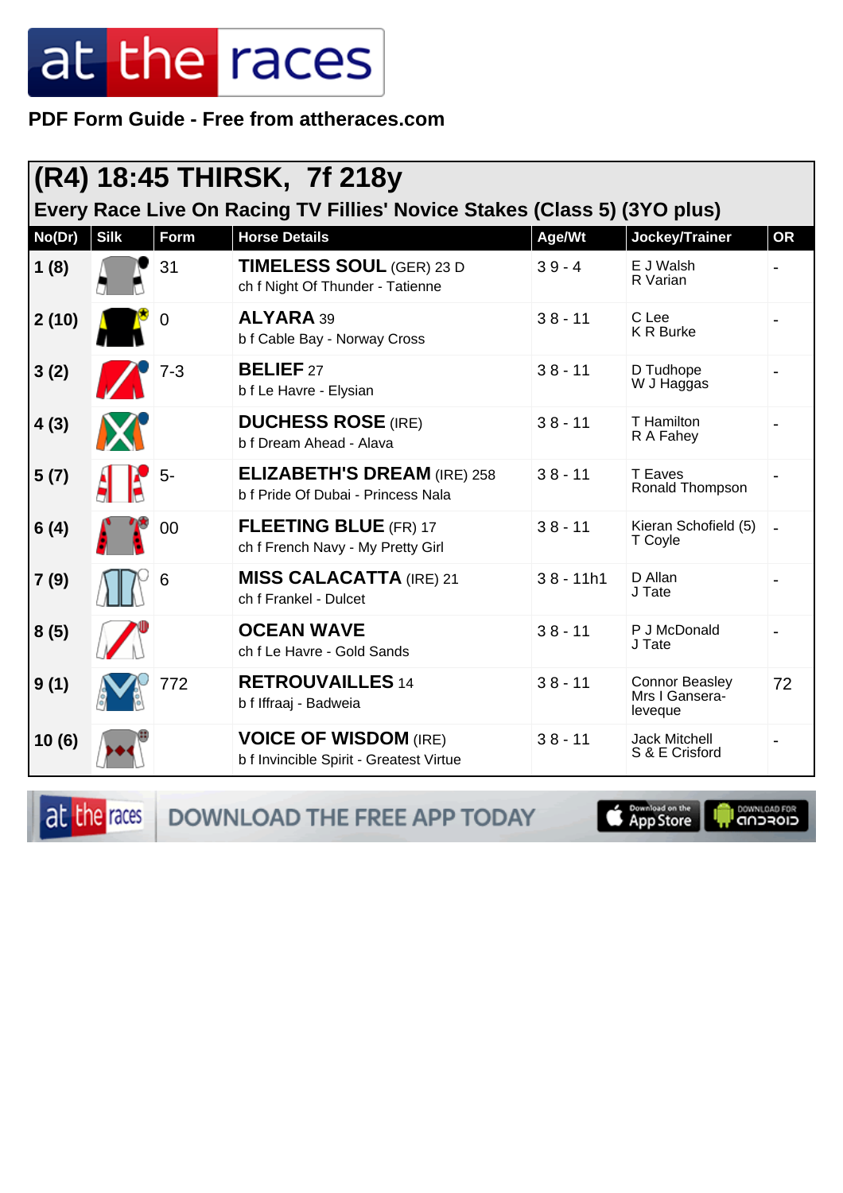PDF Form Guide - Free from attheraces.com

## (R4) 18:45 THIRSK, 7f 218y

### Every Race Live On Racing TV Fillies' Novice Stakes (Class 5) (3YO plus)

| No(Dr) | Silk | Form | Horse Details | Age/Wt | Jockey/Trainer | OR |
|---|---|---|---|---|---|---|
| 1 (8) | | 31 | **TIMELESS SOUL** (GER) 23 D<br>ch f Night Of Thunder - Tatienne | 3 9 - 4 | E J Walsh<br>R Varian | - |
| 2 (10) | | 0 | **ALYARA** 39<br>b f Cable Bay - Norway Cross | 3 8 - 11 | C Lee<br>K R Burke | - |
| 3 (2) | | 7-3 | **BELIEF** 27<br>b f Le Havre - Elysian | 3 8 - 11 | D Tudhope<br>W J Haggas | - |
| 4 (3) | | | **DUCHESS ROSE** (IRE)<br>b f Dream Ahead - Alava | 3 8 - 11 | T Hamilton<br>R A Fahey | - |
| 5 (7) | | 5- | **ELIZABETH'S DREAM** (IRE) 258<br>b f Pride Of Dubai - Princess Nala | 3 8 - 11 | T Eaves<br>Ronald Thompson | - |
| 6 (4) | | 00 | **FLEETING BLUE** (FR) 17<br>ch f French Navy - My Pretty Girl | 3 8 - 11 | Kieran Schofield (5)<br>T Coyle | - |
| 7 (9) | | 6 | **MISS CALACATTA** (IRE) 21<br>ch f Frankel - Dulcet | 3 8 - 11h1 | D Allan<br>J Tate | - |
| 8 (5) | | | **OCEAN WAVE**<br>ch f Le Havre - Gold Sands | 3 8 - 11 | P J McDonald<br>J Tate | - |
| 9 (1) | | 772 | **RETROUVAILLES** 14<br>b f Iffraaj - Badweia | 3 8 - 11 | Connor Beasley<br>Mrs I Gansera-leveque | 72 |
| 10 (6) | | | **VOICE OF WISDOM** (IRE)<br>b f Invincible Spirit - Greatest Virtue | 3 8 - 11 | Jack Mitchell<br>S & E Crisford | - |

DOWNLOAD THE FREE APP TODAY